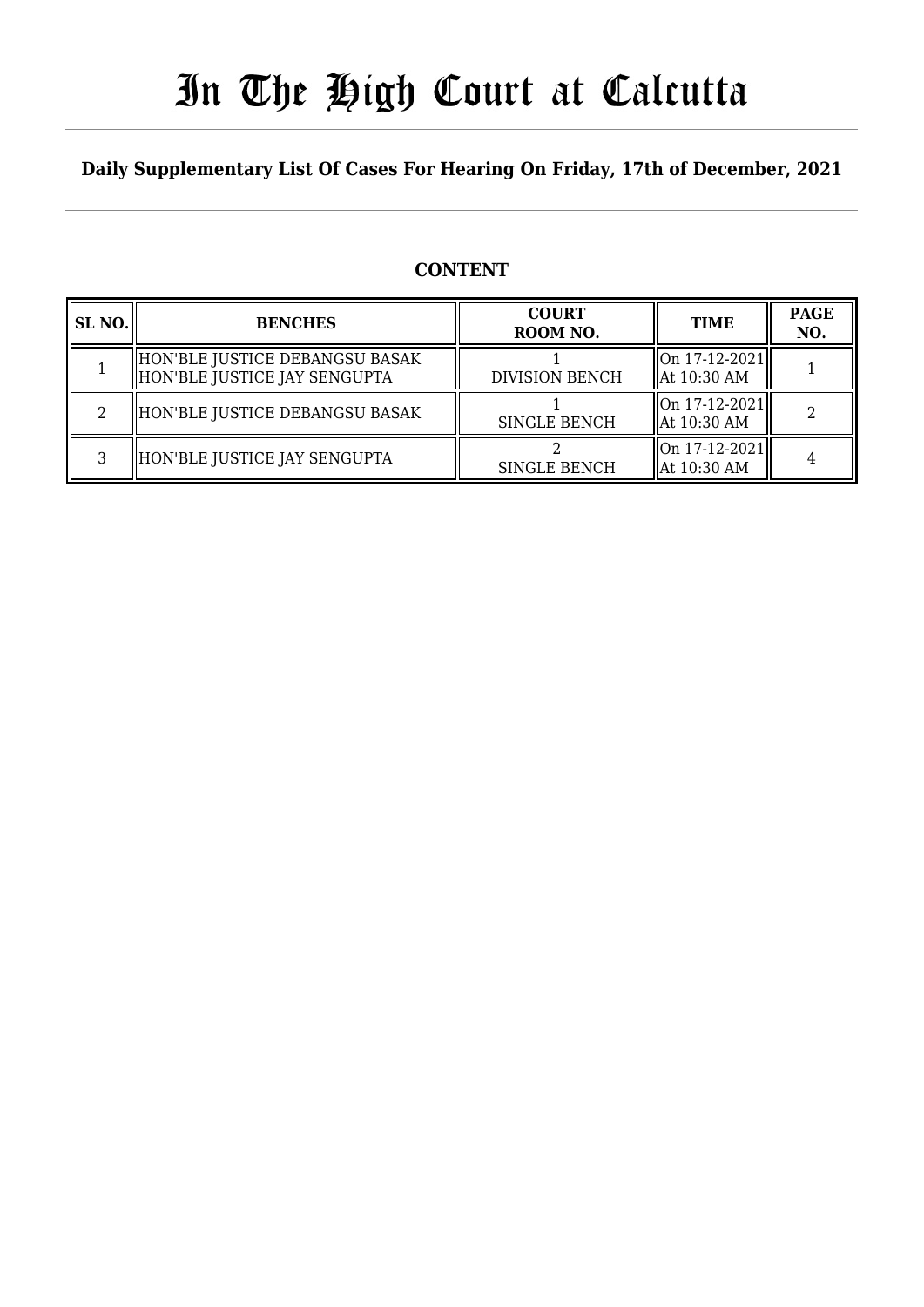# In The High Court at Calcutta

**Daily Supplementary List Of Cases For Hearing On Friday, 17th of December, 2021**

## CONTENT

| SL NO. | BENCHES | COURT ROOM NO. | TIME | PAGE NO. |
|---|---|---|---|---|
| 1 | HON'BLE JUSTICE DEBANGSU BASAK<br>HON'BLE JUSTICE JAY SENGUPTA | 1<br>DIVISION BENCH | On 17-12-2021<br>At 10:30 AM | 1 |
| 2 | HON'BLE JUSTICE DEBANGSU BASAK | 1<br>SINGLE BENCH | On 17-12-2021<br>At 10:30 AM | 2 |
| 3 | HON'BLE JUSTICE JAY SENGUPTA | 2<br>SINGLE BENCH | On 17-12-2021<br>At 10:30 AM | 4 |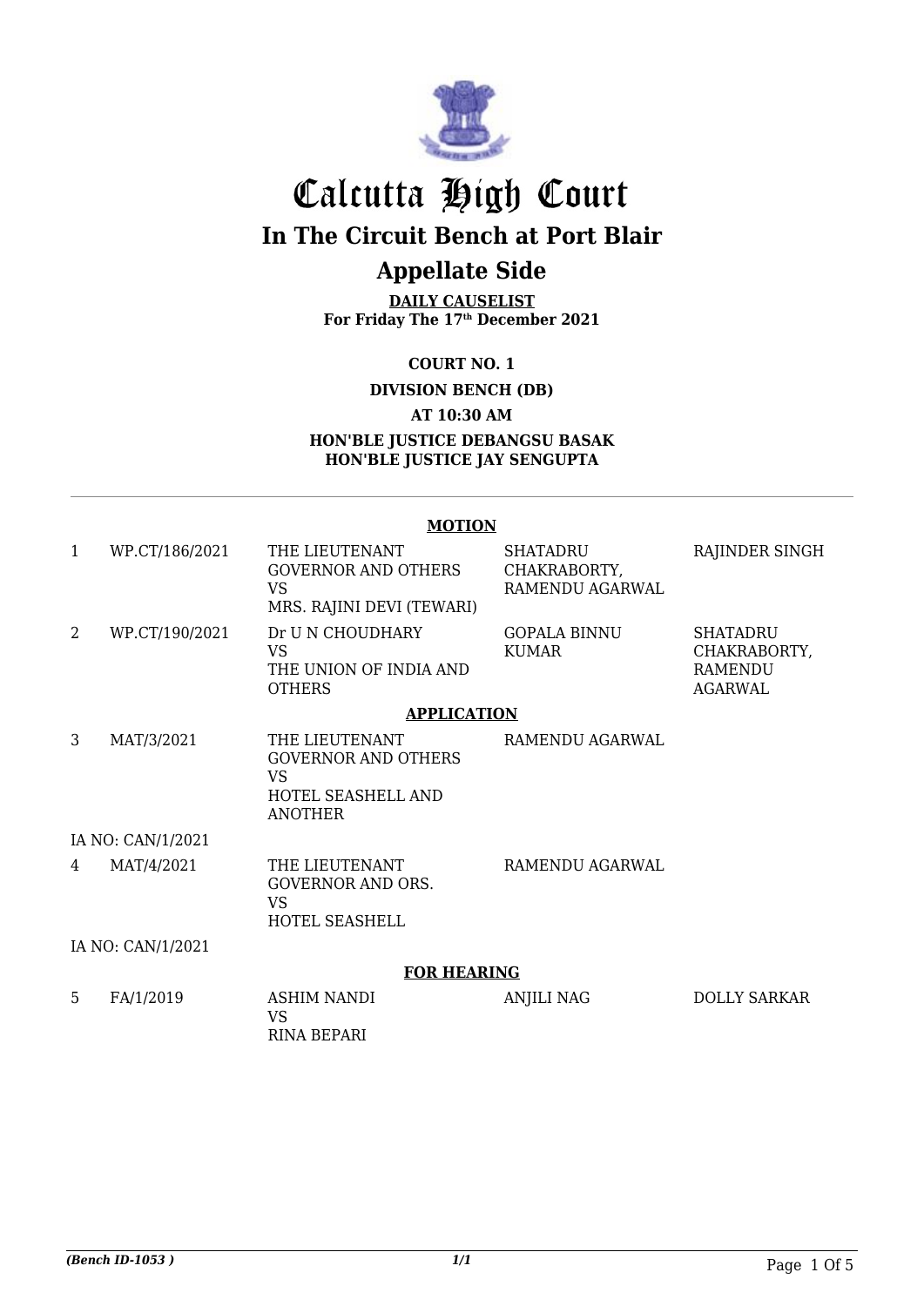# Calcutta High Court

## In The Circuit Bench at Port Blair

## Appellate Side

**DAILY CAUSELIST**
**For Friday The 17th December 2021**

**COURT NO. 1**

**DIVISION BENCH (DB)**

**AT 10:30 AM**

**HON'BLE JUSTICE DEBANGSU BASAK**
**HON'BLE JUSTICE JAY SENGUPTA**

---

**MOTION**

| | | | | |
|---|---|---|---|---|
| 1 | WP.CT/186/2021 | THE LIEUTENANT GOVERNOR AND OTHERS VS MRS. RAJINI DEVI (TEWARI) | SHATADRU CHAKRABORTY, RAMENDU AGARWAL | RAJINDER SINGH |
| 2 | WP.CT/190/2021 | Dr U N CHOUDHARY VS THE UNION OF INDIA AND OTHERS | GOPALA BINNU KUMAR | SHATADRU CHAKRABORTY, RAMENDU AGARWAL |

**APPLICATION**

| | | | | |
|---|---|---|---|---|
| 3 | MAT/3/2021 | THE LIEUTENANT GOVERNOR AND OTHERS VS HOTEL SEASHELL AND ANOTHER | RAMENDU AGARWAL | |
| IA NO: CAN/1/2021 | | | | |
| 4 | MAT/4/2021 | THE LIEUTENANT GOVERNOR AND ORS. VS HOTEL SEASHELL | RAMENDU AGARWAL | |
| IA NO: CAN/1/2021 | | | | |

**FOR HEARING**

| | | | | |
|---|---|---|---|---|
| 5 | FA/1/2019 | ASHIM NANDI VS RINA BEPARI | ANJILI NAG | DOLLY SARKAR |

*(Bench ID-1053 )* *1/1*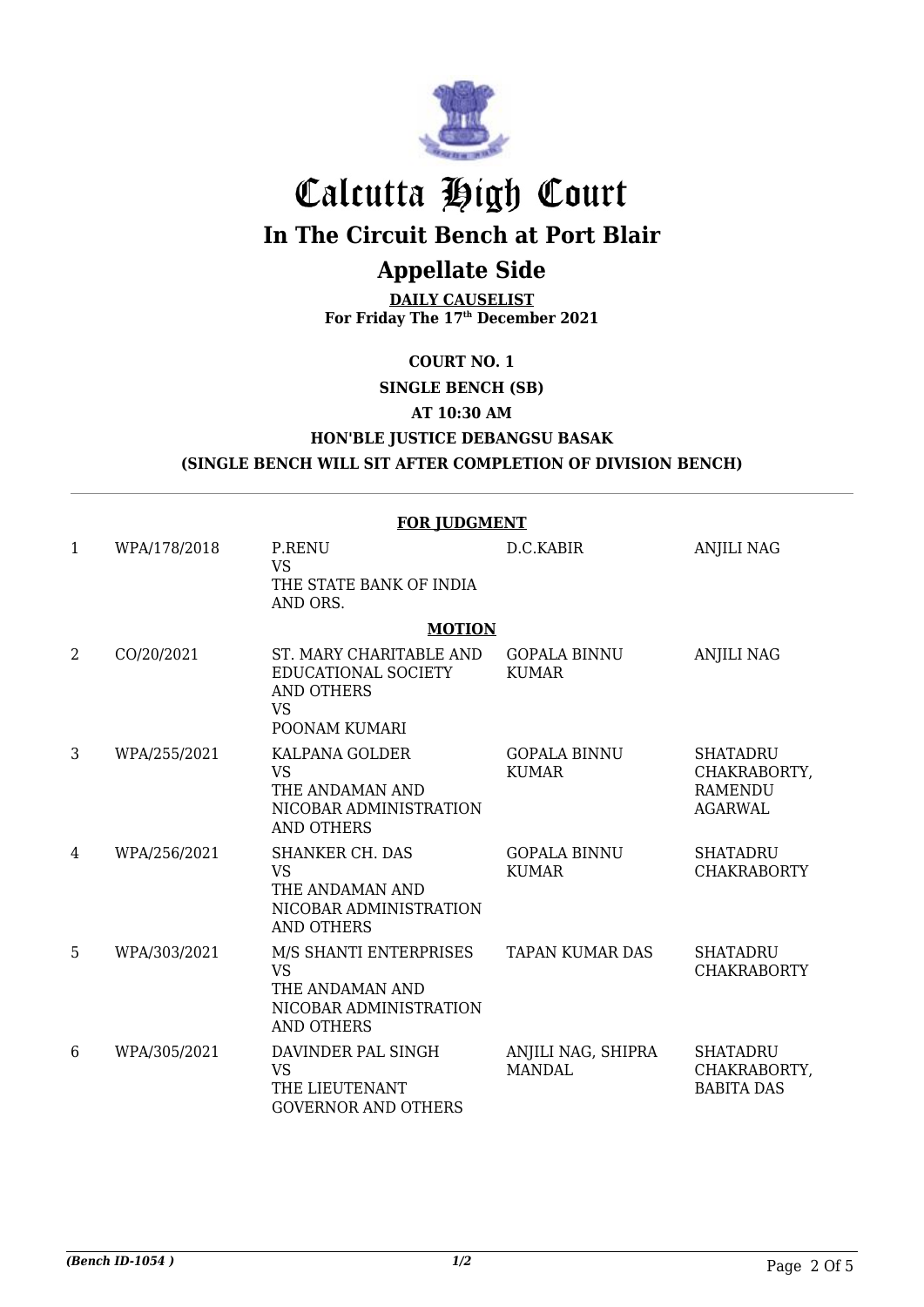# Calcutta High Court

## In The Circuit Bench at Port Blair

## Appellate Side

**DAILY CAUSELIST**
**For Friday The 17th December 2021**

**COURT NO. 1**

**SINGLE BENCH (SB)**

**AT 10:30 AM**

**HON'BLE JUSTICE DEBANGSU BASAK**

**(SINGLE BENCH WILL SIT AFTER COMPLETION OF DIVISION BENCH)**

**FOR JUDGMENT**

| | | | | |
|---|---|---|---|---|
| 1 | WPA/178/2018 | P.RENU VS THE STATE BANK OF INDIA AND ORS. | D.C.KABIR | ANJILI NAG |

**MOTION**

| | | | | |
|---|---|---|---|---|
| 2 | CO/20/2021 | ST. MARY CHARITABLE AND EDUCATIONAL SOCIETY AND OTHERS VS POONAM KUMARI | GOPALA BINNU KUMAR | ANJILI NAG |
| 3 | WPA/255/2021 | KALPANA GOLDER VS THE ANDAMAN AND NICOBAR ADMINISTRATION AND OTHERS | GOPALA BINNU KUMAR | SHATADRU CHAKRABORTY, RAMENDU AGARWAL |
| 4 | WPA/256/2021 | SHANKER CH. DAS VS THE ANDAMAN AND NICOBAR ADMINISTRATION AND OTHERS | GOPALA BINNU KUMAR | SHATADRU CHAKRABORTY |
| 5 | WPA/303/2021 | M/S SHANTI ENTERPRISES VS THE ANDAMAN AND NICOBAR ADMINISTRATION AND OTHERS | TAPAN KUMAR DAS | SHATADRU CHAKRABORTY |
| 6 | WPA/305/2021 | DAVINDER PAL SINGH VS THE LIEUTENANT GOVERNOR AND OTHERS | ANJILI NAG, SHIPRA MANDAL | SHATADRU CHAKRABORTY, BABITA DAS |

*(Bench ID-1054 )* 1/2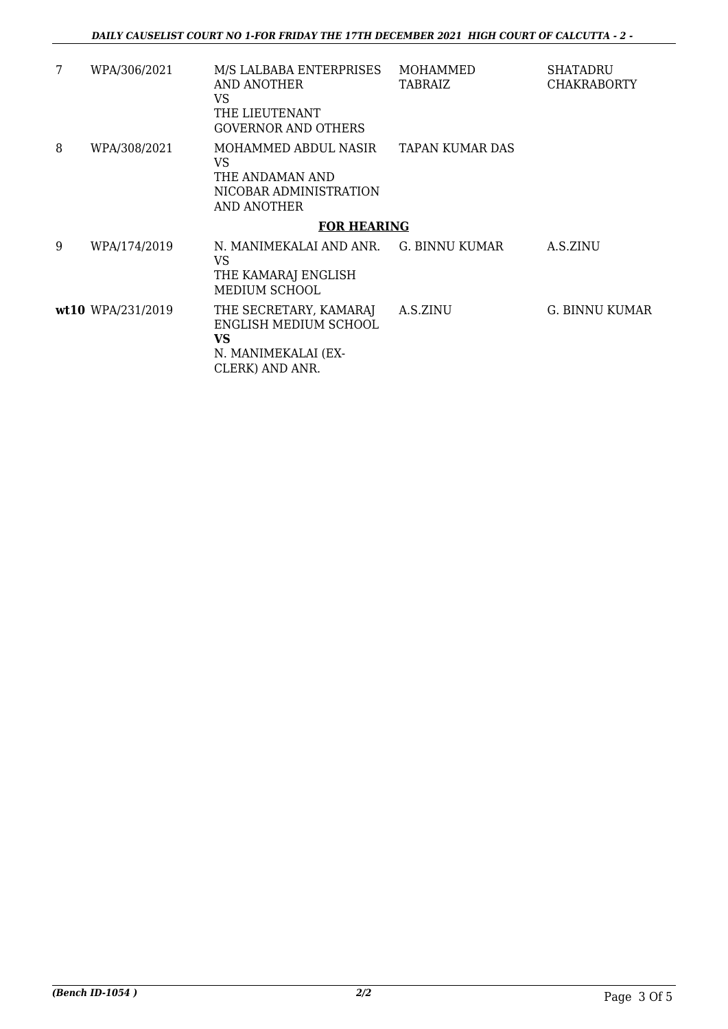| | | | | |
|---|---|---|---|---|
| 7 | WPA/306/2021 | M/S LALBABA ENTERPRISES AND ANOTHER VS THE LIEUTENANT GOVERNOR AND OTHERS | MOHAMMED TABRAIZ | SHATADRU CHAKRABORTY |
| 8 | WPA/308/2021 | MOHAMMED ABDUL NASIR VS THE ANDAMAN AND NICOBAR ADMINISTRATION AND ANOTHER | TAPAN KUMAR DAS | |

**FOR HEARING**

| | | | | |
|---|---|---|---|---|
| 9 | WPA/174/2019 | N. MANIMEKALAI AND ANR. VS THE KAMARAJ ENGLISH MEDIUM SCHOOL | G. BINNU KUMAR | A.S.ZINU |
| **wt10** | WPA/231/2019 | THE SECRETARY, KAMARAJ ENGLISH MEDIUM SCHOOL **VS** N. MANIMEKALAI (EX-CLERK) AND ANR. | A.S.ZINU | G. BINNU KUMAR |

*(Bench ID-1054 )* ***2/2***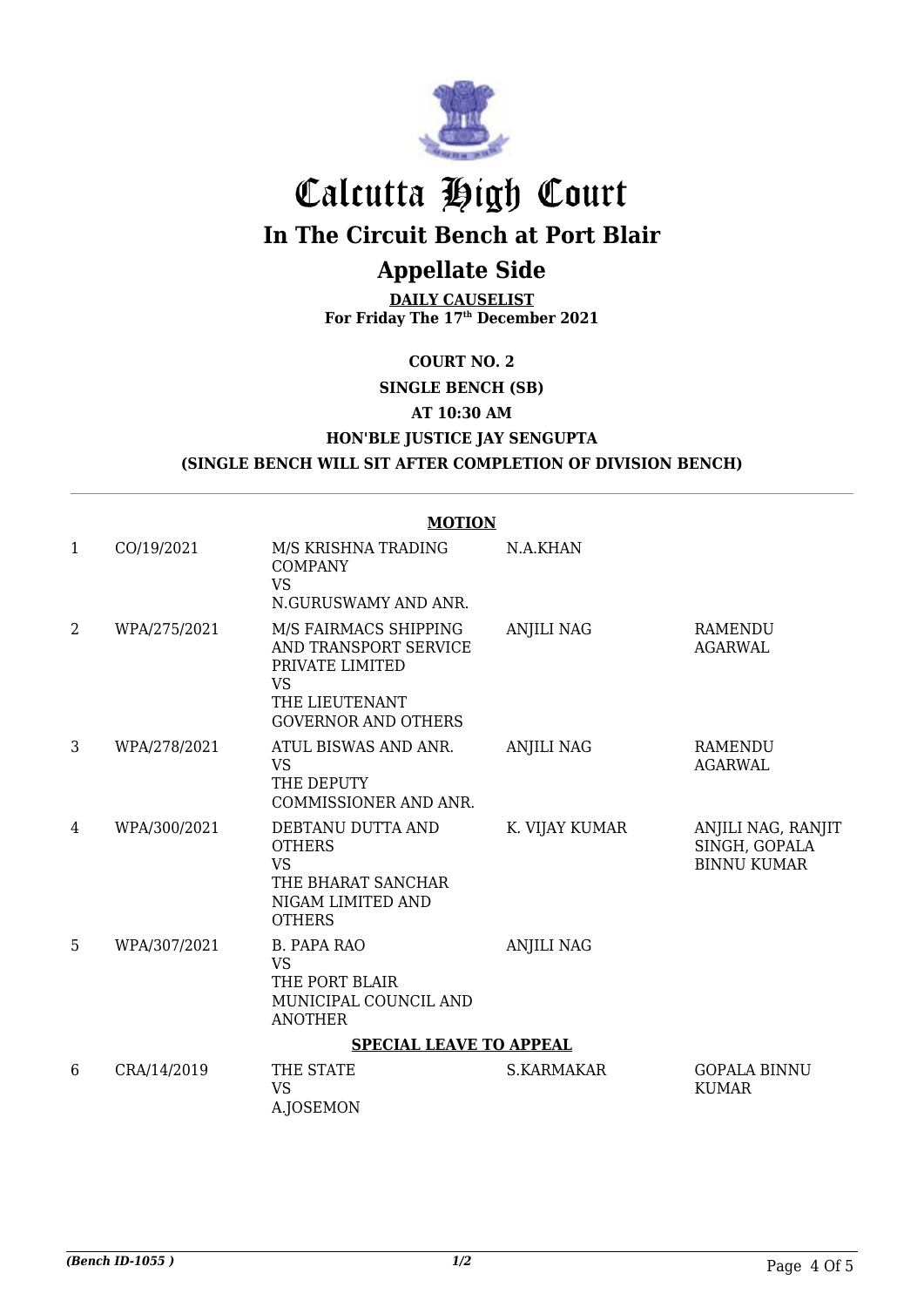# Calcutta High Court

## In The Circuit Bench at Port Blair

## Appellate Side

**DAILY CAUSELIST**
**For Friday The 17th December 2021**

**COURT NO. 2**

**SINGLE BENCH (SB)**

**AT 10:30 AM**

**HON'BLE JUSTICE JAY SENGUPTA**

**(SINGLE BENCH WILL SIT AFTER COMPLETION OF DIVISION BENCH)**

**MOTION**

| | | | | |
|---|---|---|---|---|
| 1 | CO/19/2021 | M/S KRISHNA TRADING COMPANY VS N.GURUSWAMY AND ANR. | N.A.KHAN | |
| 2 | WPA/275/2021 | M/S FAIRMACS SHIPPING AND TRANSPORT SERVICE PRIVATE LIMITED VS THE LIEUTENANT GOVERNOR AND OTHERS | ANJILI NAG | RAMENDU AGARWAL |
| 3 | WPA/278/2021 | ATUL BISWAS AND ANR. VS THE DEPUTY COMMISSIONER AND ANR. | ANJILI NAG | RAMENDU AGARWAL |
| 4 | WPA/300/2021 | DEBTANU DUTTA AND OTHERS VS THE BHARAT SANCHAR NIGAM LIMITED AND OTHERS | K. VIJAY KUMAR | ANJILI NAG, RANJIT SINGH, GOPALA BINNU KUMAR |
| 5 | WPA/307/2021 | B. PAPA RAO VS THE PORT BLAIR MUNICIPAL COUNCIL AND ANOTHER | ANJILI NAG | |

**SPECIAL LEAVE TO APPEAL**

| | | | | |
|---|---|---|---|---|
| 6 | CRA/14/2019 | THE STATE VS A.JOSEMON | S.KARMAKAR | GOPALA BINNU KUMAR |

*(Bench ID-1055 )* 1/2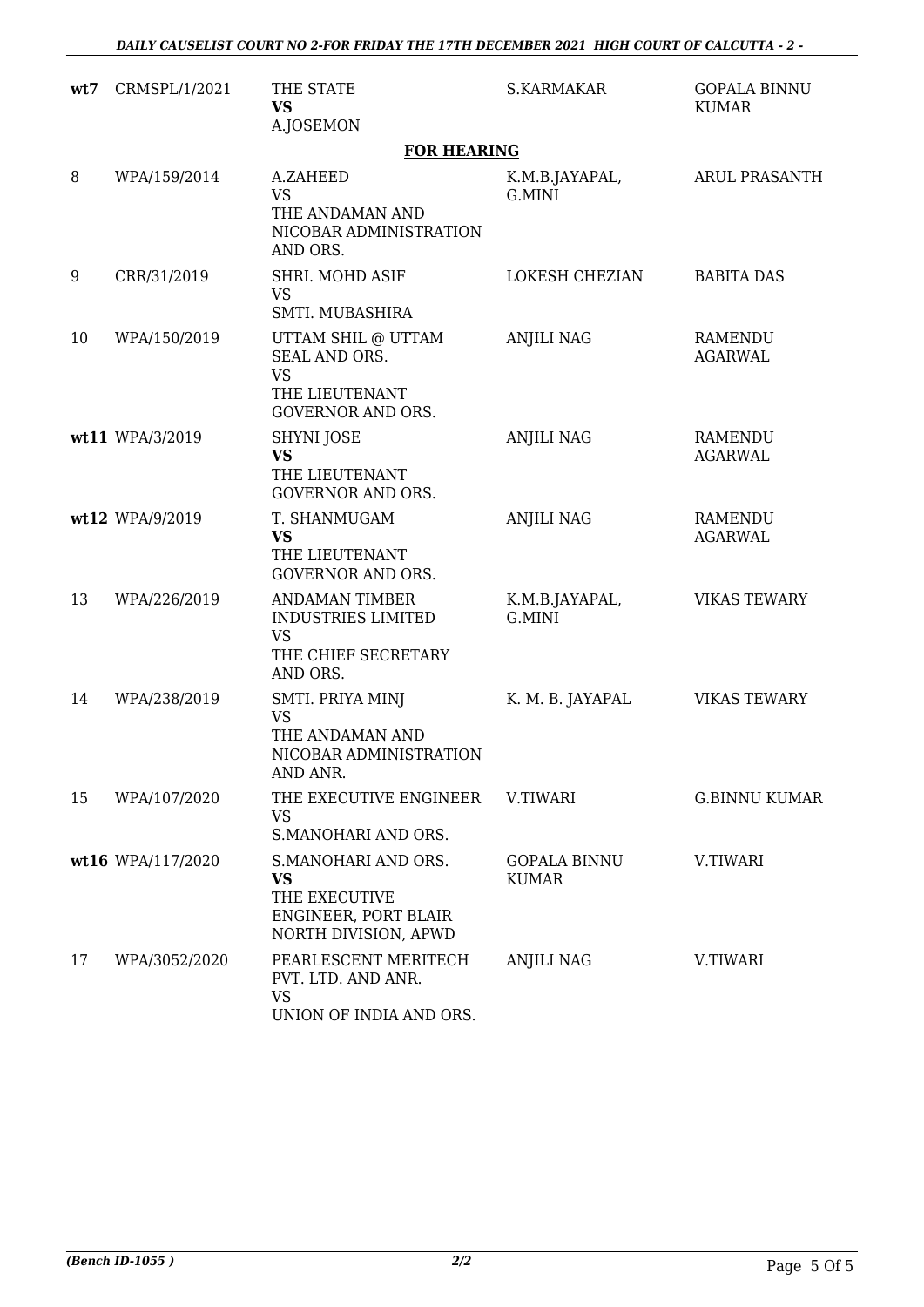| | | | | |
|---|---|---|---|---|
| **wt7** | CRMSPL/1/2021 | THE STATE<br>**VS**<br>A.JOSEMON | S.KARMAKAR | GOPALA BINNU KUMAR |

**FOR HEARING**

| | | | | |
|---|---|---|---|---|
| 8 | WPA/159/2014 | A.ZAHEED<br>VS<br>THE ANDAMAN AND NICOBAR ADMINISTRATION AND ORS. | K.M.B.JAYAPAL, G.MINI | ARUL PRASANTH |
| 9 | CRR/31/2019 | SHRI. MOHD ASIF<br>VS<br>SMTI. MUBASHIRA | LOKESH CHEZIAN | BABITA DAS |
| 10 | WPA/150/2019 | UTTAM SHIL @ UTTAM SEAL AND ORS.<br>VS<br>THE LIEUTENANT GOVERNOR AND ORS. | ANJILI NAG | RAMENDU AGARWAL |
| **wt11** | WPA/3/2019 | SHYNI JOSE<br>**VS**<br>THE LIEUTENANT GOVERNOR AND ORS. | ANJILI NAG | RAMENDU AGARWAL |
| **wt12** | WPA/9/2019 | T. SHANMUGAM<br>**VS**<br>THE LIEUTENANT GOVERNOR AND ORS. | ANJILI NAG | RAMENDU AGARWAL |
| 13 | WPA/226/2019 | ANDAMAN TIMBER INDUSTRIES LIMITED<br>VS<br>THE CHIEF SECRETARY AND ORS. | K.M.B.JAYAPAL, G.MINI | VIKAS TEWARY |
| 14 | WPA/238/2019 | SMTI. PRIYA MINJ<br>VS<br>THE ANDAMAN AND NICOBAR ADMINISTRATION AND ANR. | K. M. B. JAYAPAL | VIKAS TEWARY |
| 15 | WPA/107/2020 | THE EXECUTIVE ENGINEER<br>VS<br>S.MANOHARI AND ORS. | V.TIWARI | G.BINNU KUMAR |
| **wt16** | WPA/117/2020 | S.MANOHARI AND ORS.<br>**VS**<br>THE EXECUTIVE ENGINEER, PORT BLAIR NORTH DIVISION, APWD | GOPALA BINNU KUMAR | V.TIWARI |
| 17 | WPA/3052/2020 | PEARLESCENT MERITECH PVT. LTD. AND ANR.<br>VS<br>UNION OF INDIA AND ORS. | ANJILI NAG | V.TIWARI |

*(Bench ID-1055 )* 2/2